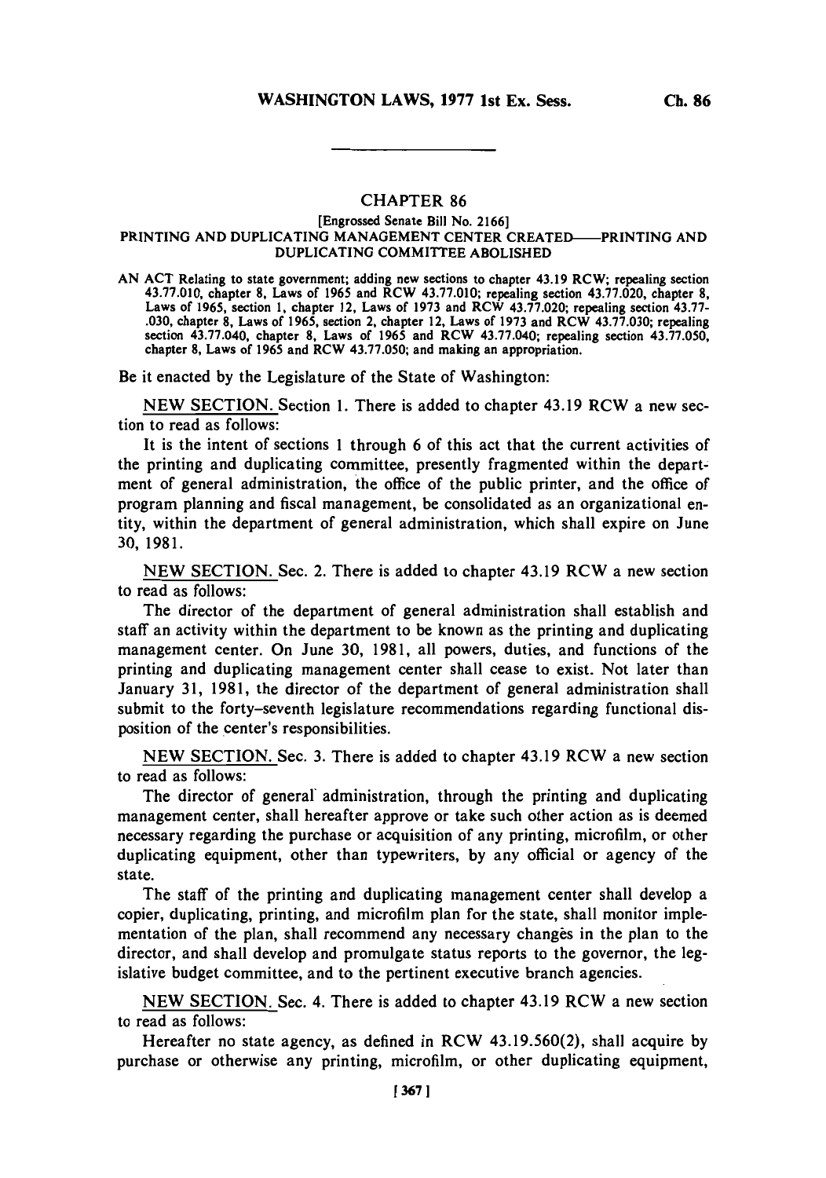## CHAPTER 86

[Engrossed Senate Bill No. 2166]

### PRINTING AND DUPLICATING MANAGEMENT CENTER CREATED——PRINTING AND DUPLICATING COMMITTEE ABOLISHED

AN ACT Relating to state government; adding new sections to chapter 43.19 RCW; repealing section 43.77.010, chapter 8, Laws of 1965 and RCW 43.77.010; repealing section 43.77.020, chapter 8, Laws of 1965, section 1, chapter 12, Laws of 1973 and RCW 43.77.020; repealing section 43.77-.030, chapter 8, Laws of 1965, section 2, chapter 12, Laws of 1973 and RCW 43.77.030; repealing section 43.77.040, chapter 8, Laws of 1965 and RCW 43.77.040; repealing section 43.77.050, chapter 8, Laws of 1965 and RCW 43.77.050; and making an appropriation.

Be it enacted by the Legislature of the State of Washington:

NEW SECTION. Section 1. There is added to chapter 43.19 RCW a new section to read as follows:

It is the intent of sections 1 through 6 of this act that the current activities of the printing and duplicating committee, presently fragmented within the department of general administration, the office of the public printer, and the office of program planning and fiscal management, be consolidated as an organizational entity, within the department of general administration, which shall expire on June 30, 1981.

NEW SECTION. Sec. 2. There is added to chapter 43.19 RCW a new section to read as follows:

The director of the department of general administration shall establish and staff an activity within the department to be known as the printing and duplicating management center. On June 30, 1981, all powers, duties, and functions of the printing and duplicating management center shall cease to exist. Not later than January 31, 1981, the director of the department of general administration shall submit to the forty-seventh legislature recommendations regarding functional disposition of the center's responsibilities.

NEW SECTION. Sec. 3. There is added to chapter 43.19 RCW a new section to read as follows:

The director of general administration, through the printing and duplicating management center, shall hereafter approve or take such other action as is deemed necessary regarding the purchase or acquisition of any printing, microfilm, or other duplicating equipment, other than typewriters, by any official or agency of the state.

The staff of the printing and duplicating management center shall develop a copier, duplicating, printing, and microfilm plan for the state, shall monitor implementation of the plan, shall recommend any necessary changes in the plan to the director, and shall develop and promulgate status reports to the governor, the legislative budget committee, and to the pertinent executive branch agencies.

NEW SECTION. Sec. 4. There is added to chapter 43.19 RCW a new section to read as follows:

Hereafter no state agency, as defined in RCW 43.19.560(2), shall acquire by purchase or otherwise any printing, microfilm, or other duplicating equipment,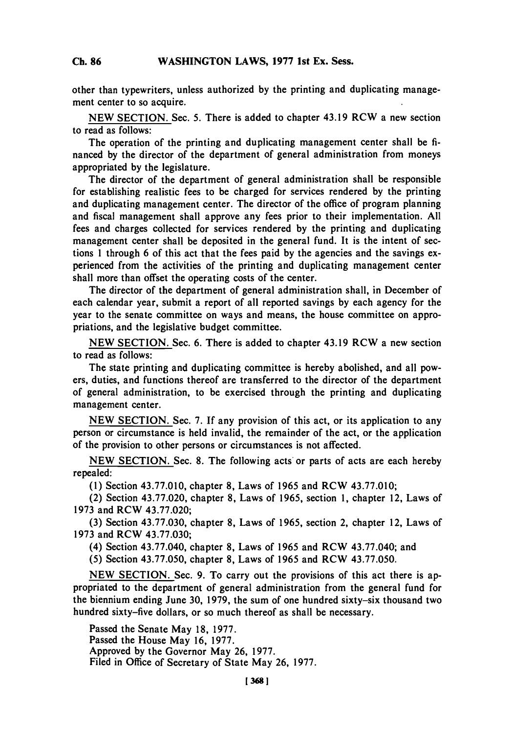other than typewriters, unless authorized by the printing and duplicating management center to so acquire.

NEW SECTION. Sec. 5. There is added to chapter 43.19 RCW a new section to read as follows:

The operation of the printing and duplicating management center shall be financed by the director of the department of general administration from moneys appropriated by the legislature.

The director of the department of general administration shall be responsible for establishing realistic fees to be charged for services rendered by the printing and duplicating management center. The director of the office of program planning and fiscal management shall approve any fees prior to their implementation. All fees and charges collected for services rendered by the printing and duplicating management center shall be deposited in the general fund. It is the intent of sections 1 through 6 of this act that the fees paid by the agencies and the savings experienced from the activities of the printing and duplicating management center shall more than offset the operating costs of the center.

The director of the department of general administration shall, in December of each calendar year, submit a report of all reported savings by each agency for the year to the senate committee on ways and means, the house committee on appropriations, and the legislative budget committee.

NEW SECTION. Sec. 6. There is added to chapter 43.19 RCW a new section to read as follows:

The state printing and duplicating committee is hereby abolished, and all powers, duties, and functions thereof are transferred to the director of the department of general administration, to be exercised through the printing and duplicating management center.

NEW SECTION. Sec. 7. If any provision of this act, or its application to any person or circumstance is held invalid, the remainder of the act, or the application of the provision to other persons or circumstances is not affected.

NEW SECTION. Sec. 8. The following acts or parts of acts are each hereby repealed:

(1) Section 43.77.010, chapter 8, Laws of 1965 and RCW 43.77.010;

(2) Section 43.77.020, chapter 8, Laws of 1965, section 1, chapter 12, Laws of 1973 and RCW 43.77.020;

(3) Section 43.77.030, chapter 8, Laws of 1965, section 2, chapter 12, Laws of 1973 and RCW 43.77.030;

(4) Section 43.77.040, chapter 8, Laws of 1965 and RCW 43.77.040; and

(5) Section 43.77.050, chapter 8, Laws of 1965 and RCW 43.77.050.

NEW SECTION. Sec. 9. To carry out the provisions of this act there is appropriated to the department of general administration from the general fund for the biennium ending June 30, 1979, the sum of one hundred sixty-six thousand two hundred sixty-five dollars, or so much thereof as shall be necessary.

Passed the Senate May 18, 1977.
Passed the House May 16, 1977.
Approved by the Governor May 26, 1977.
Filed in Office of Secretary of State May 26, 1977.